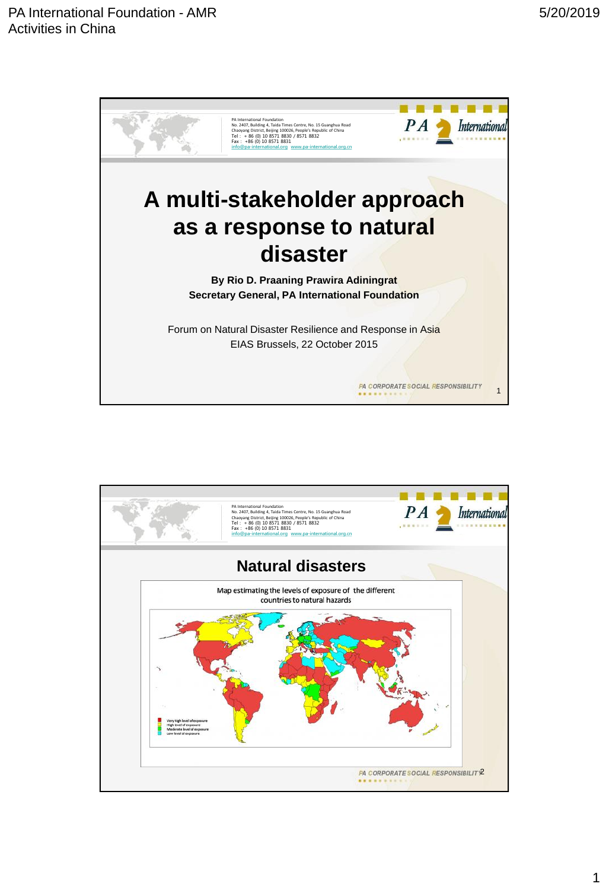PA International Foundation
No. 2407, Building 4, Taida Times Centre, No. 15 Guanghua Road
Chaoyang District, Beijing 100026, People's Republic of China
Tel : + 86 (0) 10 8571 8830 / 8571 8832
Fax : +86 (0) 10 8571 8831
info@pa-international.org www.pa-international.org.cn

# A multi-stakeholder approach as a response to natural disaster

**By Rio D. Praaning Prawira Adiningrat**
**Secretary General, PA International Foundation**

Forum on Natural Disaster Resilience and Response in Asia
EIAS Brussels, 22 October 2015

PA CORPORATE SOCIAL RESPONSIBILITY

---

PA International Foundation
No. 2407, Building 4, Taida Times Centre, No. 15 Guanghua Road
Chaoyang District, Beijing 100026, People's Republic of China
Tel : + 86 (0) 10 8571 8830 / 8571 8832
Fax : +86 (0) 10 8571 8831
info@pa-international.org www.pa-international.org.cn

## Natural disasters

Map estimating the levels of exposure of the different countries to natural hazards

- Very high level of exposure
- High level of exposure
- Moderate level of exposure
- Low level of exposure

PA CORPORATE SOCIAL RESPONSIBILITY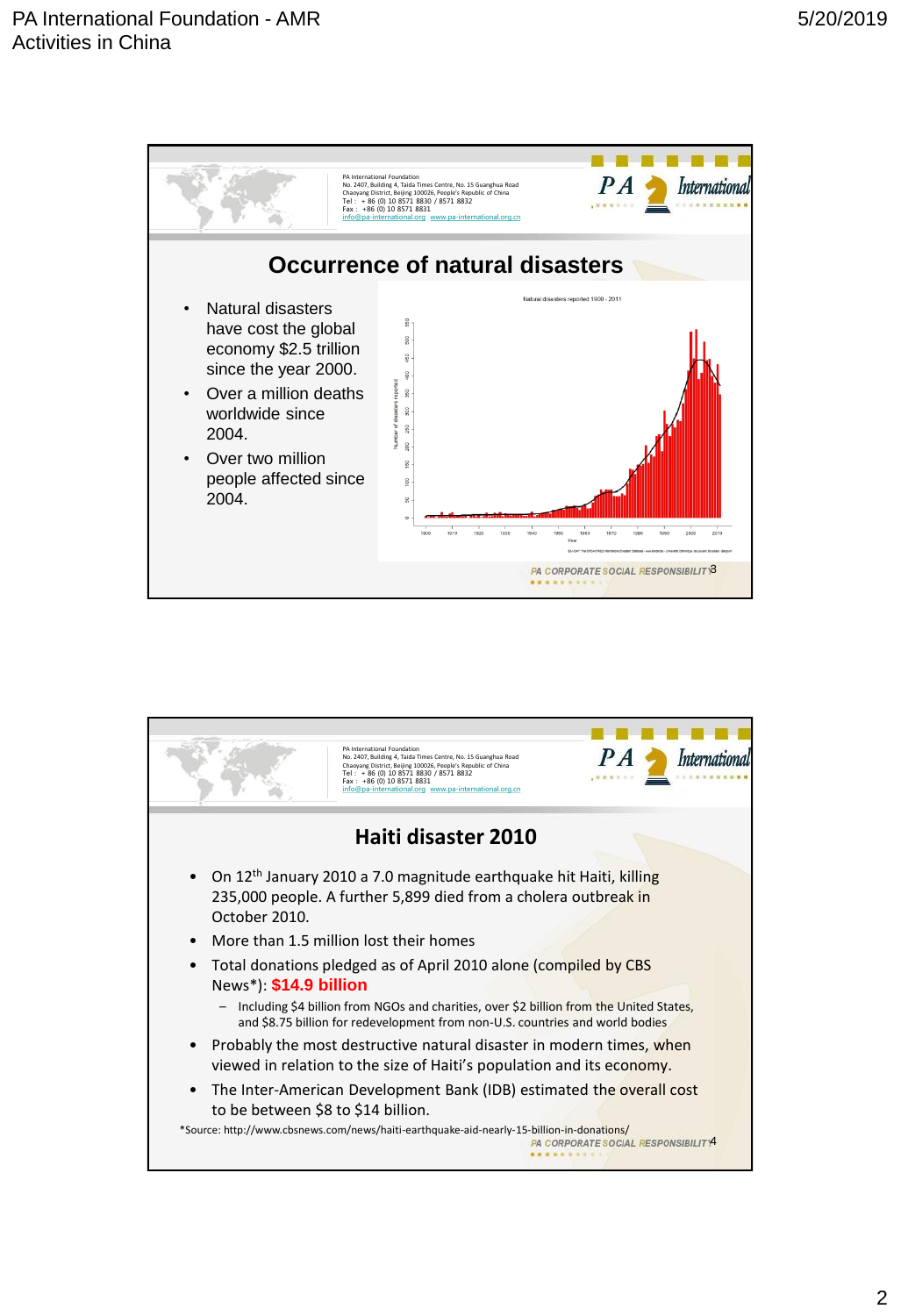PA International Foundation
No. 2407, Building 4, Taida Times Centre, No. 15 Guanghua Road
Chaoyang District, Beijing 100026, People's Republic of China
Tel : + 86 (0) 10 8571 8830 / 8571 8832
Fax : +86 (0) 10 8571 8831
info@pa-international.org www.pa-international.org.cn

## Occurrence of natural disasters

- Natural disasters have cost the global economy $2.5 trillion since the year 2000.
- Over a million deaths worldwide since 2004.
- Over two million people affected since 2004.

Natural disasters reported 1900 - 2011

PA CORPORATE SOCIAL RESPONSIBILITY

PA International Foundation
No. 2407, Building 4, Taida Times Centre, No. 15 Guanghua Road
Chaoyang District, Beijing 100026, People's Republic of China
Tel : + 86 (0) 10 8571 8830 / 8571 8832
Fax : +86 (0) 10 8571 8831
info@pa-international.org www.pa-international.org.cn

## Haiti disaster 2010

- On 12th January 2010 a 7.0 magnitude earthquake hit Haiti, killing 235,000 people. A further 5,899 died from a cholera outbreak in October 2010.
- More than 1.5 million lost their homes
- Total donations pledged as of April 2010 alone (compiled by CBS News*): **$14.9 billion**
  - Including $4 billion from NGOs and charities, over $2 billion from the United States, and $8.75 billion for redevelopment from non-U.S. countries and world bodies
- Probably the most destructive natural disaster in modern times, when viewed in relation to the size of Haiti's population and its economy.
- The Inter-American Development Bank (IDB) estimated the overall cost to be between $8 to $14 billion.

*Source: http://www.cbsnews.com/news/haiti-earthquake-aid-nearly-15-billion-in-donations/

PA CORPORATE SOCIAL RESPONSIBILITY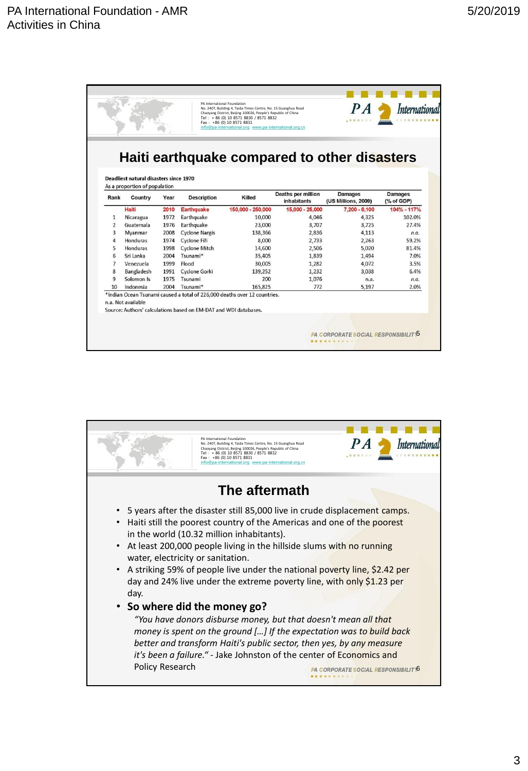## Haiti earthquake compared to other disasters

**Deadliest natural disasters since 1970**
As a proportion of population

| Rank | Country | Year | Description | Killed | Deaths per million inhabitants | Damages (US Millions, 2009) | Damages (% of GDP) |
|---|---|---|---|---|---|---|---|
| | Haiti | 2010 | Earthquake | 150,000 - 250,000 | 15,000 - 25,000 | 7,200 - 8,100 | 104% - 117% |
| 1 | Nicaragua | 1972 | Earthquake | 10,000 | 4,046 | 4,325 | 102.0% |
| 2 | Guatemala | 1976 | Earthquake | 23,000 | 3,707 | 3,725 | 27.4% |
| 3 | Myanmar | 2008 | Cyclone Nargis | 138,366 | 2,836 | 4,113 | n.a. |
| 4 | Honduras | 1974 | Cyclone Fifi | 8,000 | 2,733 | 2,263 | 59.2% |
| 5 | Honduras | 1998 | Cyclone Mitch | 14,600 | 2,506 | 5,020 | 81.4% |
| 6 | Sri Lanka | 2004 | Tsunami* | 35,405 | 1,839 | 1,494 | 7.0% |
| 7 | Venezuela | 1999 | Flood | 30,005 | 1,282 | 4,072 | 3.5% |
| 8 | Bangladesh | 1991 | Cyclone Gorki | 139,252 | 1,232 | 3,038 | 6.4% |
| 9 | Solomon Is | 1975 | Tsunami | 200 | 1,076 | n.a. | n.a. |
| 10 | Indonesia | 2004 | Tsunami* | 165,825 | 772 | 5,197 | 2.0% |

*Indian Ocean Tsunami caused a total of 226,000 deaths over 12 countries.
n.a. Not available
Source: Authors' calculations based on EM-DAT and WDI databases.

## The aftermath

- 5 years after the disaster still 85,000 live in crude displacement camps.
- Haiti still the poorest country of the Americas and one of the poorest in the world (10.32 million inhabitants).
- At least 200,000 people living in the hillside slums with no running water, electricity or sanitation.
- A striking 59% of people live under the national poverty line, $2.42 per day and 24% live under the extreme poverty line, with only $1.23 per day.
- **So where did the money go?**

  *"You have donors disburse money, but that doesn't mean all that money is spent on the ground [...] If the expectation was to build back better and transform Haiti's public sector, then yes, by any measure it's been a failure."* - Jake Johnston of the center of Economics and Policy Research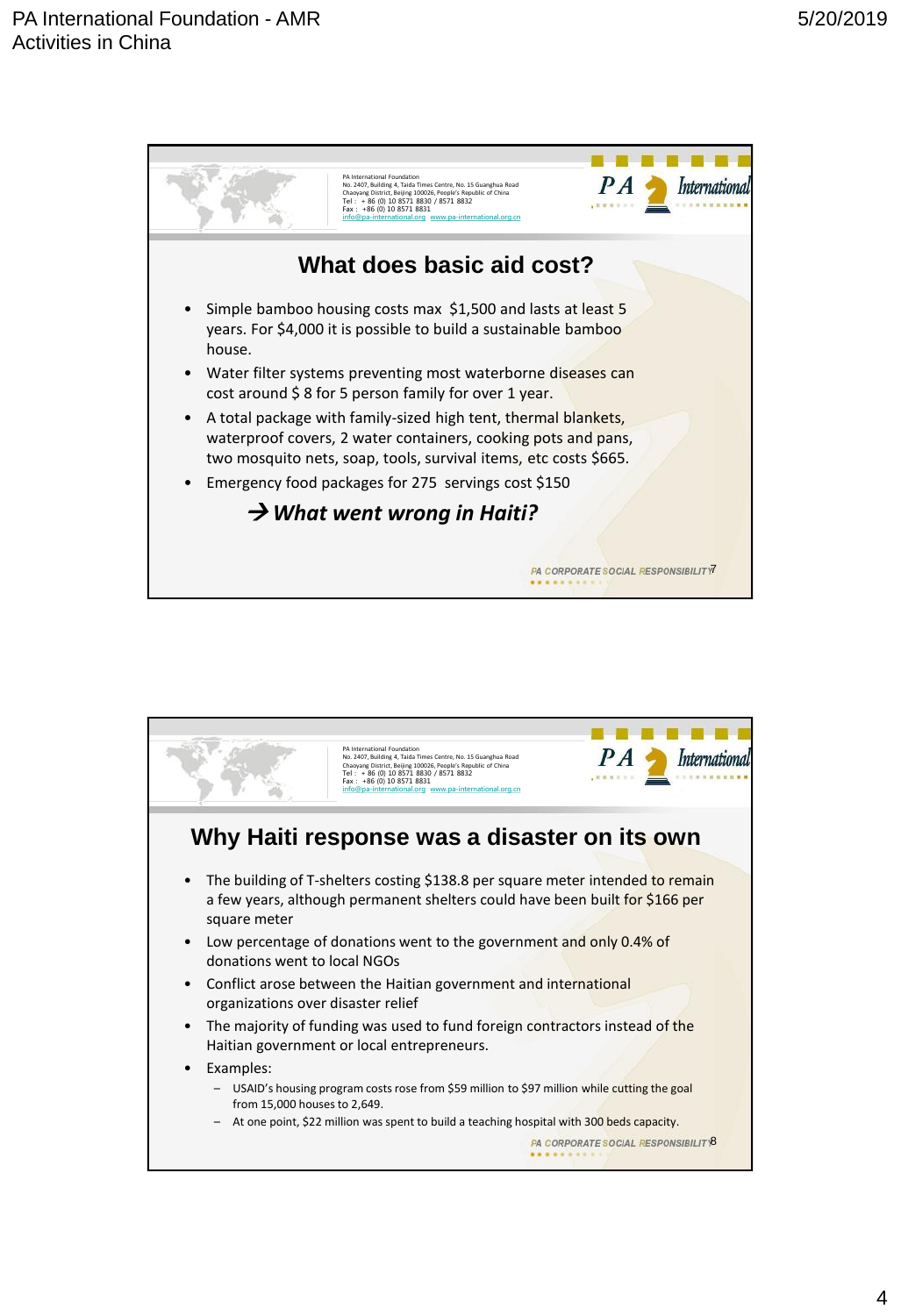## What does basic aid cost?

- Simple bamboo housing costs max $1,500 and lasts at least 5 years. For $4,000 it is possible to build a sustainable bamboo house.
- Water filter systems preventing most waterborne diseases can cost around $ 8 for 5 person family for over 1 year.
- A total package with family-sized high tent, thermal blankets, waterproof covers, 2 water containers, cooking pots and pans, two mosquito nets, soap, tools, survival items, etc costs $665.
- Emergency food packages for 275 servings cost $150

→ ***What went wrong in Haiti?***

## Why Haiti response was a disaster on its own

- The building of T-shelters costing $138.8 per square meter intended to remain a few years, although permanent shelters could have been built for $166 per square meter
- Low percentage of donations went to the government and only 0.4% of donations went to local NGOs
- Conflict arose between the Haitian government and international organizations over disaster relief
- The majority of funding was used to fund foreign contractors instead of the Haitian government or local entrepreneurs.
- Examples:
  - USAID's housing program costs rose from $59 million to $97 million while cutting the goal from 15,000 houses to 2,649.
  - At one point, $22 million was spent to build a teaching hospital with 300 beds capacity.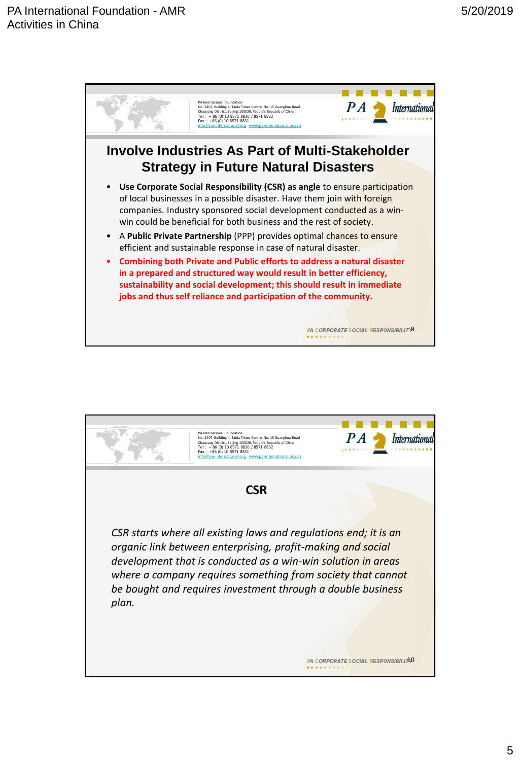PA International Foundation
No. 2407, Building 4, Taida Times Centre, No. 15 Guanghua Road
Chaoyang District, Beijing 100026, People's Republic of China
Tel : + 86 (0) 10 8571 8830 / 8571 8832
Fax : +86 (0) 10 8571 8831
info@pa-international.org www.pa-international.org.cn

## Involve Industries As Part of Multi-Stakeholder Strategy in Future Natural Disasters

- **Use Corporate Social Responsibility (CSR) as angle** to ensure participation of local businesses in a possible disaster. Have them join with foreign companies. Industry sponsored social development conducted as a win-win could be beneficial for both business and the rest of society.
- A **Public Private Partnership** (PPP) provides optimal chances to ensure efficient and sustainable response in case of natural disaster.
- **Combining both Private and Public efforts to address a natural disaster in a prepared and structured way would result in better efficiency, sustainability and social development; this should result in immediate jobs and thus self reliance and participation of the community.**

PA CORPORATE SOCIAL RESPONSIBILITY 9

PA International Foundation
No. 2407, Building 4, Taida Times Centre, No. 15 Guanghua Road
Chaoyang District, Beijing 100026, People's Republic of China
Tel : + 86 (0) 10 8571 8830 / 8571 8832
Fax : +86 (0) 10 8571 8831
info@pa-international.org www.pa-international.org.cn

## CSR

*CSR starts where all existing laws and regulations end; it is an organic link between enterprising, profit-making and social development that is conducted as a win-win solution in areas where a company requires something from society that cannot be bought and requires investment through a double business plan.*

PA CORPORATE SOCIAL RESPONSIBILITY 10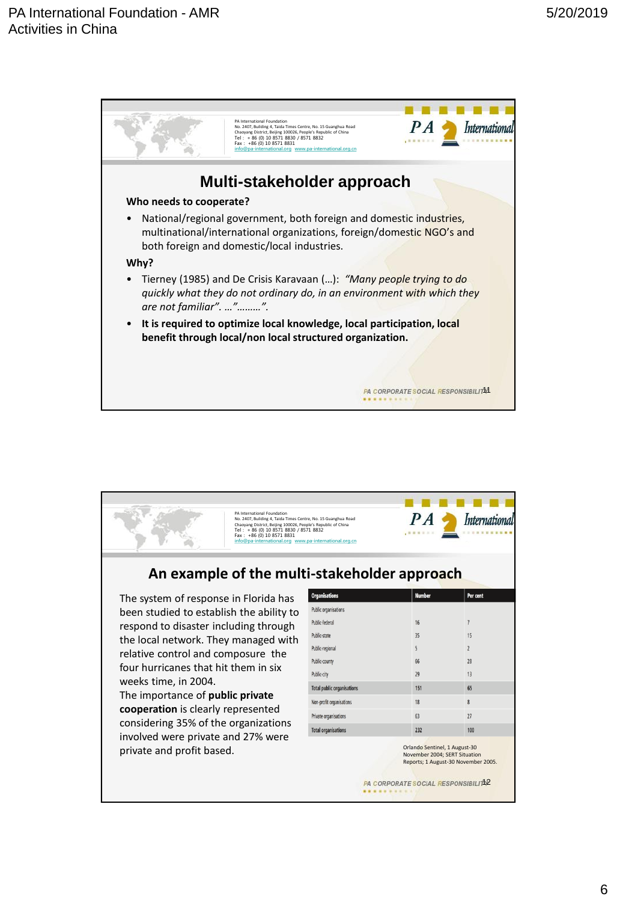PA International Foundation
No. 2407, Building 4, Taida Times Centre, No. 15 Guanghua Road
Chaoyang District, Beijing 100026, People's Republic of China
Tel : + 86 (0) 10 8571 8830 / 8571 8832
Fax : +86 (0) 10 8571 8831
info@pa-international.org www.pa-international.org.cn

## Multi-stakeholder approach

**Who needs to cooperate?**

- National/regional government, both foreign and domestic industries, multinational/international organizations, foreign/domestic NGO's and both foreign and domestic/local industries.

**Why?**

- Tierney (1985) and De Crisis Karavaan (…): *"Many people trying to do quickly what they do not ordinary do, in an environment with which they are not familiar". …"………".*
- **It is required to optimize local knowledge, local participation, local benefit through local/non local structured organization.**

PA CORPORATE SOCIAL RESPONSIBILITY 11

---

PA International Foundation
No. 2407, Building 4, Taida Times Centre, No. 15 Guanghua Road
Chaoyang District, Beijing 100026, People's Republic of China
Tel : + 86 (0) 10 8571 8830 / 8571 8832
Fax : +86 (0) 10 8571 8831
info@pa-international.org www.pa-international.org.cn

## An example of the multi-stakeholder approach

The system of response in Florida has been studied to establish the ability to respond to disaster including through the local network. They managed with relative control and composure the four hurricanes that hit them in six weeks time, in 2004.
The importance of **public private cooperation** is clearly represented considering 35% of the organizations involved were private and 27% were private and profit based.

| Organisations | Number | Per cent |
|---|---|---|
| Public organisations | | |
| Public-Federal | 16 | 7 |
| Public-state | 35 | 15 |
| Public-regional | 5 | 2 |
| Public-county | 66 | 28 |
| Public-city | 29 | 13 |
| Total public organisations | 151 | 65 |
| Non-profit organisations | 18 | 8 |
| Private organisations | 63 | 27 |
| Total organisations | 232 | 100 |

Orlando Sentinel, 1 August-30 November 2004; SERT Situation Reports; 1 August-30 November 2005.

PA CORPORATE SOCIAL RESPONSIBILITY 12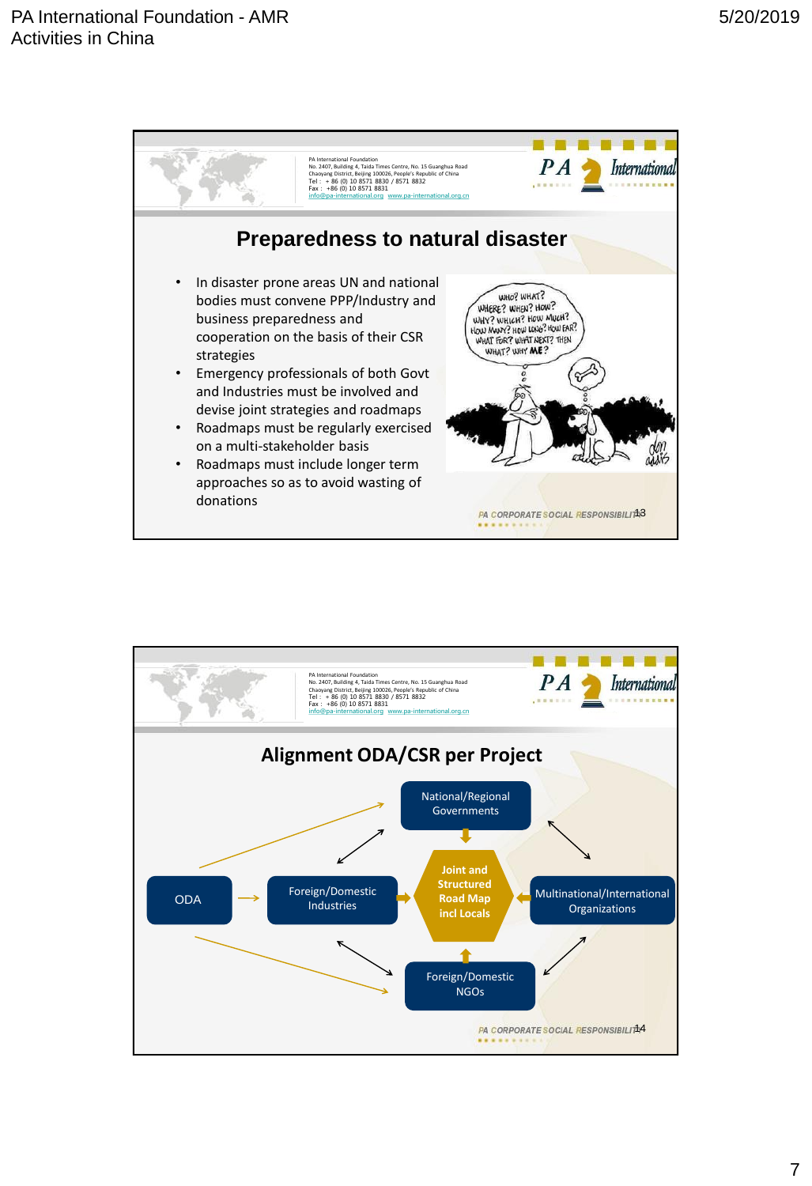## Preparedness to natural disaster

- In disaster prone areas UN and national bodies must convene PPP/Industry and business preparedness and cooperation on the basis of their CSR strategies
- Emergency professionals of both Govt and Industries must be involved and devise joint strategies and roadmaps
- Roadmaps must be regularly exercised on a multi-stakeholder basis
- Roadmaps must include longer term approaches so as to avoid wasting of donations

## Alignment ODA/CSR per Project

- National/Regional Governments
- ODA
- Foreign/Domestic Industries
- Joint and Structured Road Map incl Locals
- Multinational/International Organizations
- Foreign/Domestic NGOs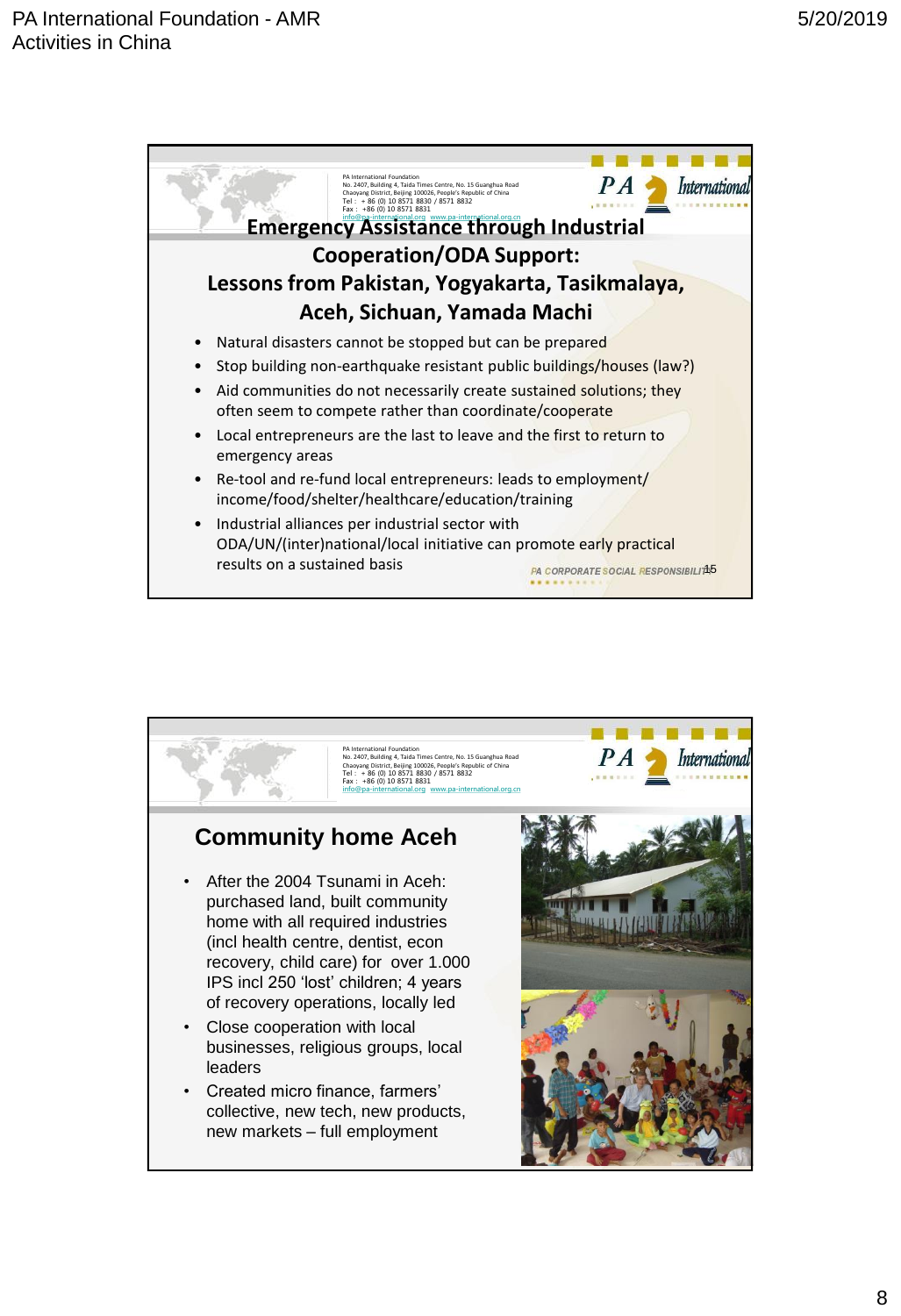PA International Foundation
No. 2407, Building 4, Taida Times Centre, No. 15 Guanghua Road
Chaoyang District, Beijing 100026, People's Republic of China
Tel : + 86 (0) 10 8571 8830 / 8571 8832
Fax : +86 (0) 10 8571 8831
info@pa-international.org www.pa-international.org.cn

## Emergency Assistance through Industrial Cooperation/ODA Support: Lessons from Pakistan, Yogyakarta, Tasikmalaya, Aceh, Sichuan, Yamada Machi

- Natural disasters cannot be stopped but can be prepared
- Stop building non-earthquake resistant public buildings/houses (law?)
- Aid communities do not necessarily create sustained solutions; they often seem to compete rather than coordinate/cooperate
- Local entrepreneurs are the last to leave and the first to return to emergency areas
- Re-tool and re-fund local entrepreneurs: leads to employment/ income/food/shelter/healthcare/education/training
- Industrial alliances per industrial sector with ODA/UN/(inter)national/local initiative can promote early practical results on a sustained basis

PA CORPORATE SOCIAL RESPONSIBILITY 15

PA International Foundation
No. 2407, Building 4, Taida Times Centre, No. 15 Guanghua Road
Chaoyang District, Beijing 100026, People's Republic of China
Tel : + 86 (0) 10 8571 8830 / 8571 8832
Fax : +86 (0) 10 8571 8831
info@pa-international.org www.pa-international.org.cn

## Community home Aceh

- After the 2004 Tsunami in Aceh: purchased land, built community home with all required industries (incl health centre, dentist, econ recovery, child care) for over 1.000 IPS incl 250 'lost' children; 4 years of recovery operations, locally led
- Close cooperation with local businesses, religious groups, local leaders
- Created micro finance, farmers' collective, new tech, new products, new markets – full employment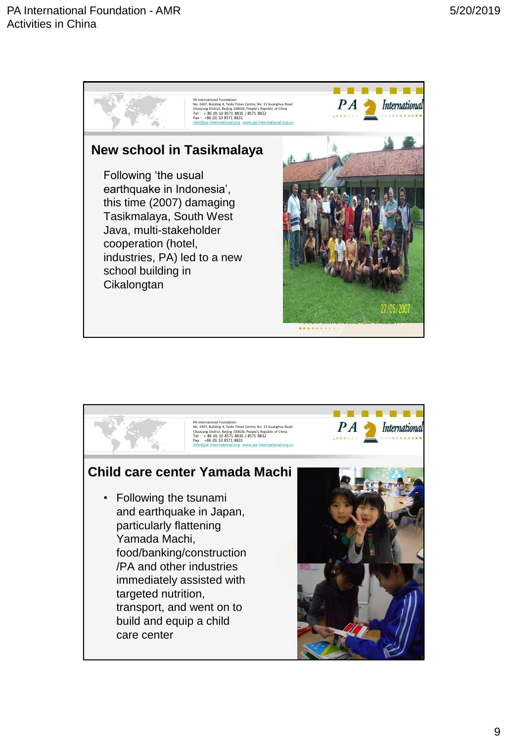PA International Foundation
No. 2407, Building 4, Taida Times Centre, No. 15 Guanghua Road
Chaoyang District, Beijing 100026, People's Republic of China
Tel : + 86 (0) 10 8571 8830 / 8571 8832
Fax : +86 (0) 10 8571 8831
info@pa-international.org www.pa-international.org.cn

## New school in Tasikmalaya

Following 'the usual earthquake in Indonesia', this time (2007) damaging Tasikmalaya, South West Java, multi-stakeholder cooperation (hotel, industries, PA) led to a new school building in Cikalongtan

27/05/2007

PA International Foundation
No. 2407, Building 4, Taida Times Centre, No. 15 Guanghua Road
Chaoyang District, Beijing 100026, People's Republic of China
Tel : + 86 (0) 10 8571 8830 / 8571 8832
Fax : +86 (0) 10 8571 8831
info@pa-international.org www.pa-international.org.cn

## Child care center Yamada Machi

- Following the tsunami and earthquake in Japan, particularly flattening Yamada Machi, food/banking/construction /PA and other industries immediately assisted with targeted nutrition, transport, and went on to build and equip a child care center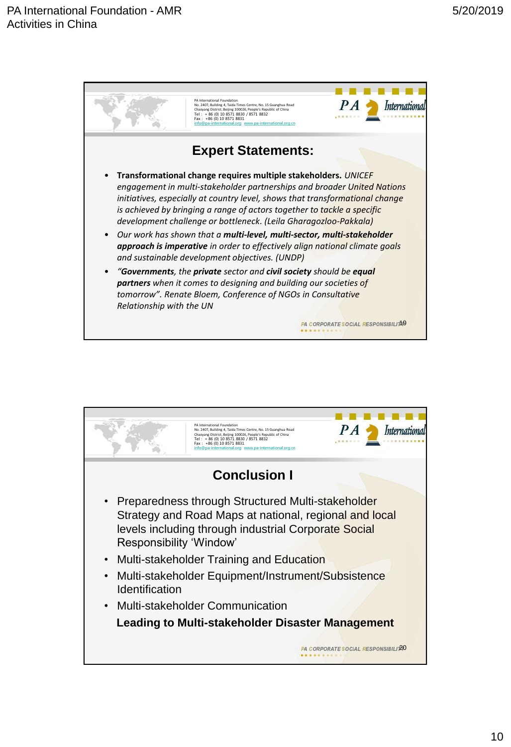## Expert Statements:

- **Transformational change requires multiple stakeholders.** *UNICEF engagement in multi-stakeholder partnerships and broader United Nations initiatives, especially at country level, shows that transformational change is achieved by bringing a range of actors together to tackle a specific development challenge or bottleneck. (Leila Gharagozloo-Pakkala)*
- *Our work has shown that a* ***multi-level, multi-sector, multi-stakeholder approach is imperative*** *in order to effectively align national climate goals and sustainable development objectives. (UNDP)*
- *"**Governments**, the **private** sector and **civil society** should be **equal partners** when it comes to designing and building our societies of tomorrow". Renate Bloem, Conference of NGOs in Consultative Relationship with the UN*

## Conclusion I

- Preparedness through Structured Multi-stakeholder Strategy and Road Maps at national, regional and local levels including through industrial Corporate Social Responsibility 'Window'
- Multi-stakeholder Training and Education
- Multi-stakeholder Equipment/Instrument/Subsistence Identification
- Multi-stakeholder Communication

**Leading to Multi-stakeholder Disaster Management**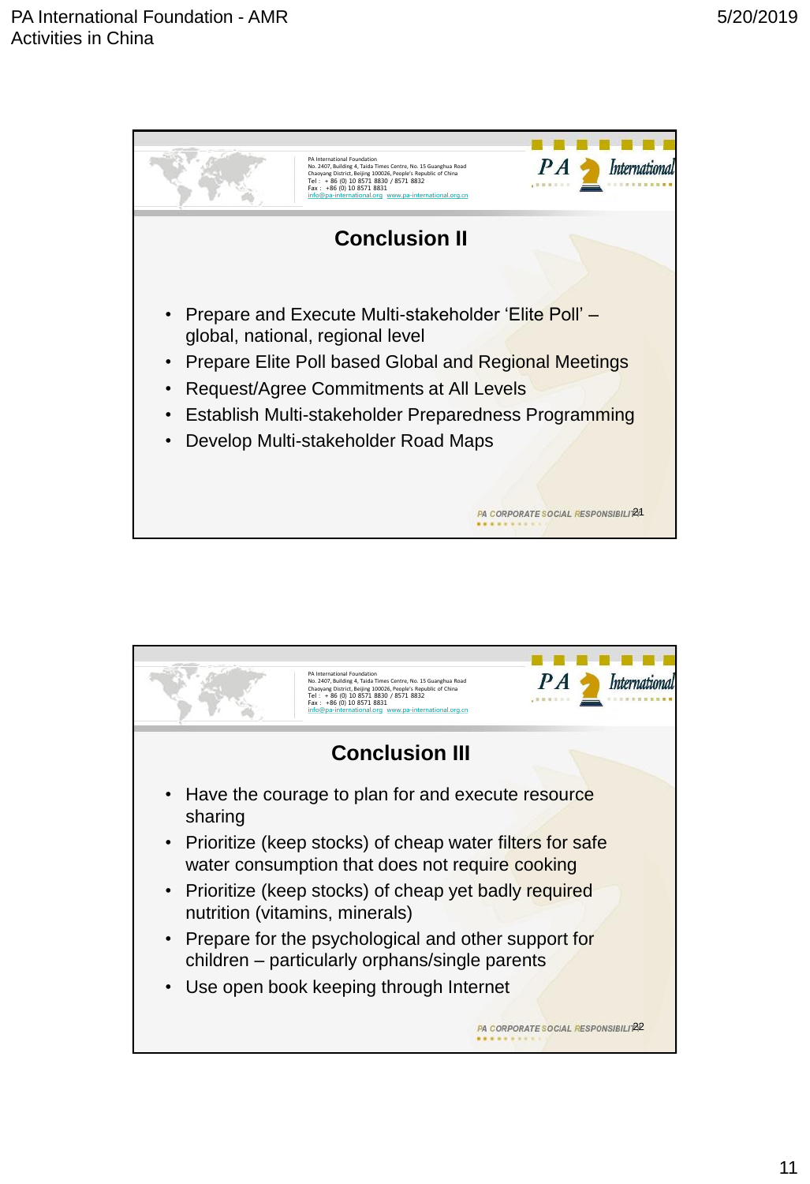PA International Foundation
No. 2407, Building 4, Taida Times Centre, No. 15 Guanghua Road
Chaoyang District, Beijing 100026, People's Republic of China
Tel : + 86 (0) 10 8571 8830 / 8571 8832
Fax : +86 (0) 10 8571 8831
info@pa-international.org www.pa-international.org.cn

## Conclusion II

- Prepare and Execute Multi-stakeholder 'Elite Poll' – global, national, regional level
- Prepare Elite Poll based Global and Regional Meetings
- Request/Agree Commitments at All Levels
- Establish Multi-stakeholder Preparedness Programming
- Develop Multi-stakeholder Road Maps

PA CORPORATE SOCIAL RESPONSIBILITY 21

PA International Foundation
No. 2407, Building 4, Taida Times Centre, No. 15 Guanghua Road
Chaoyang District, Beijing 100026, People's Republic of China
Tel : + 86 (0) 10 8571 8830 / 8571 8832
Fax : +86 (0) 10 8571 8831
info@pa-international.org www.pa-international.org.cn

## Conclusion III

- Have the courage to plan for and execute resource sharing
- Prioritize (keep stocks) of cheap water filters for safe water consumption that does not require cooking
- Prioritize (keep stocks) of cheap yet badly required nutrition (vitamins, minerals)
- Prepare for the psychological and other support for children – particularly orphans/single parents
- Use open book keeping through Internet

PA CORPORATE SOCIAL RESPONSIBILITY 22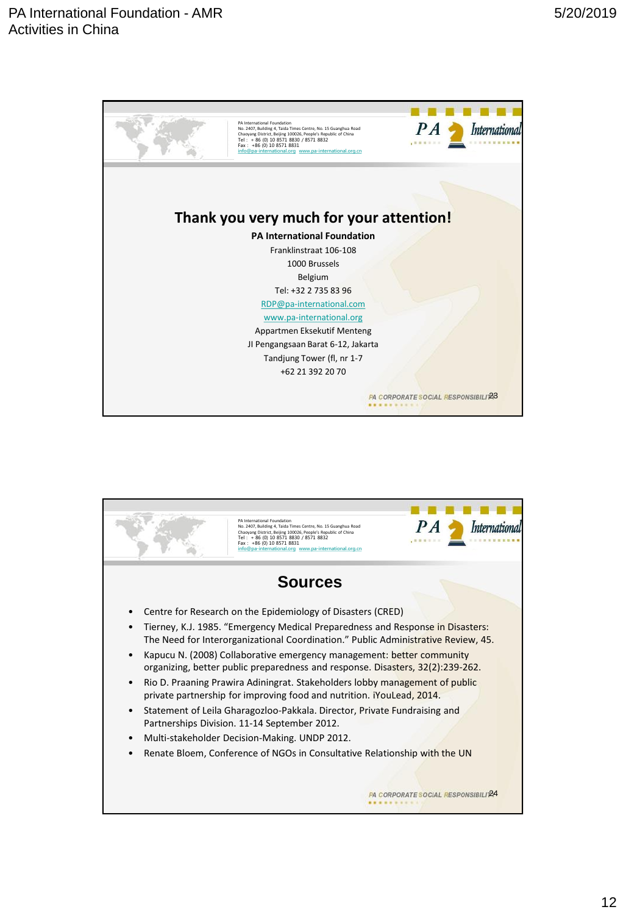PA International Foundation
No. 2407, Building 4, Taida Times Centre, No. 15 Guanghua Road
Chaoyang District, Beijing 100026, People's Republic of China
Tel : + 86 (0) 10 8571 8830 / 8571 8832
Fax : +86 (0) 10 8571 8831
info@pa-international.org www.pa-international.org.cn

## Thank you very much for your attention!

**PA International Foundation**

Franklinstraat 106-108
1000 Brussels
Belgium
Tel: +32 2 735 83 96
RDP@pa-international.com
www.pa-international.org
Appartmen Eksekutif Menteng
Jl Pengangsaan Barat 6-12, Jakarta
Tandjung Tower (fl, nr 1-7
+62 21 392 20 70

PA CORPORATE SOCIAL RESPONSIBILITY 23

PA International Foundation
No. 2407, Building 4, Taida Times Centre, No. 15 Guanghua Road
Chaoyang District, Beijing 100026, People's Republic of China
Tel : + 86 (0) 10 8571 8830 / 8571 8832
Fax : +86 (0) 10 8571 8831
info@pa-international.org www.pa-international.org.cn

## Sources

- Centre for Research on the Epidemiology of Disasters (CRED)
- Tierney, K.J. 1985. "Emergency Medical Preparedness and Response in Disasters: The Need for Interorganizational Coordination." Public Administrative Review, 45.
- Kapucu N. (2008) Collaborative emergency management: better community organizing, better public preparedness and response. Disasters, 32(2):239-262.
- Rio D. Praaning Prawira Adiningrat. Stakeholders lobby management of public private partnership for improving food and nutrition. iYouLead, 2014.
- Statement of Leila Gharagozloo-Pakkala. Director, Private Fundraising and Partnerships Division. 11-14 September 2012.
- Multi-stakeholder Decision-Making. UNDP 2012.
- Renate Bloem, Conference of NGOs in Consultative Relationship with the UN

PA CORPORATE SOCIAL RESPONSIBILITY 24